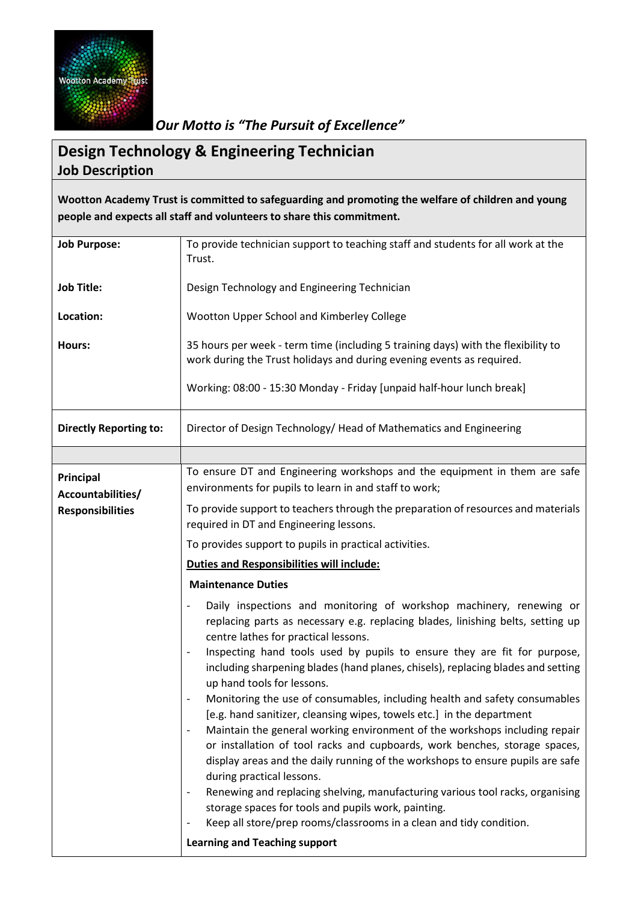*Our Motto is "The Pursuit of Excellence"*

## Design Technology & Engineering Technician
### Job Description

**Wootton Academy Trust is committed to safeguarding and promoting the welfare of children and young people and expects all staff and volunteers to share this commitment.**

| | |
|---|---|
| **Job Purpose:** | To provide technician support to teaching staff and students for all work at the Trust. |
| **Job Title:** | Design Technology and Engineering Technician |
| **Location:** | Wootton Upper School and Kimberley College |
| **Hours:** | 35 hours per week - term time (including 5 training days) with the flexibility to work during the Trust holidays and during evening events as required.<br><br>Working: 08:00 - 15:30 Monday - Friday [unpaid half-hour lunch break] |
| **Directly Reporting to:** | Director of Design Technology/ Head of Mathematics and Engineering |
| | |
| **Principal Accountabilities/ Responsibilities** | To ensure DT and Engineering workshops and the equipment in them are safe environments for pupils to learn in and staff to work;<br><br>To provide support to teachers through the preparation of resources and materials required in DT and Engineering lessons.<br><br>To provides support to pupils in practical activities.<br><br>**Duties and Responsibilities will include:**<br><br>**Maintenance Duties**<br><br>- Daily inspections and monitoring of workshop machinery, renewing or replacing parts as necessary e.g. replacing blades, linishing belts, setting up centre lathes for practical lessons.<br>- Inspecting hand tools used by pupils to ensure they are fit for purpose, including sharpening blades (hand planes, chisels), replacing blades and setting up hand tools for lessons.<br>- Monitoring the use of consumables, including health and safety consumables [e.g. hand sanitizer, cleansing wipes, towels etc.] in the department<br>- Maintain the general working environment of the workshops including repair or installation of tool racks and cupboards, work benches, storage spaces, display areas and the daily running of the workshops to ensure pupils are safe during practical lessons.<br>- Renewing and replacing shelving, manufacturing various tool racks, organising storage spaces for tools and pupils work, painting.<br>- Keep all store/prep rooms/classrooms in a clean and tidy condition.<br><br>**Learning and Teaching support** |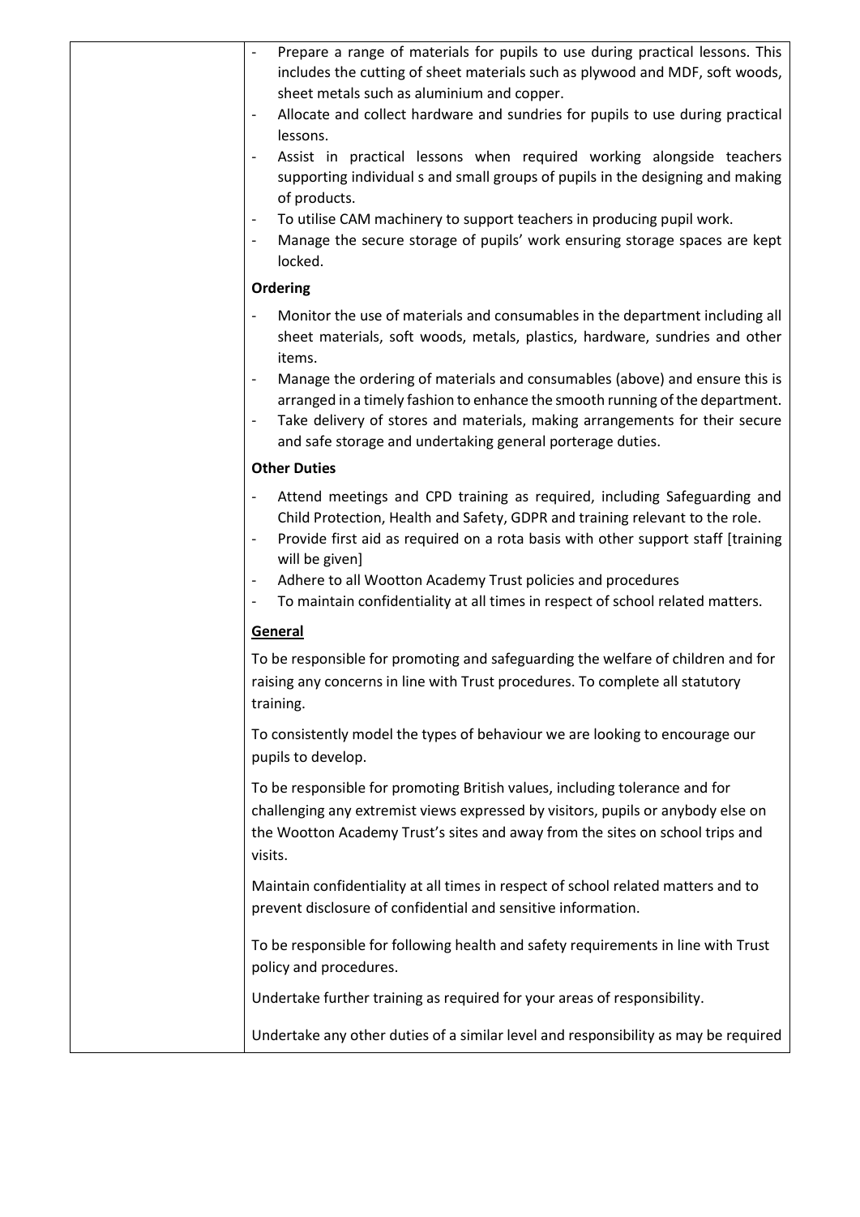- Prepare a range of materials for pupils to use during practical lessons. This includes the cutting of sheet materials such as plywood and MDF, soft woods, sheet metals such as aluminium and copper.
- Allocate and collect hardware and sundries for pupils to use during practical lessons.
- Assist in practical lessons when required working alongside teachers supporting individual s and small groups of pupils in the designing and making of products.
- To utilise CAM machinery to support teachers in producing pupil work.
- Manage the secure storage of pupils' work ensuring storage spaces are kept locked.

**Ordering**

- Monitor the use of materials and consumables in the department including all sheet materials, soft woods, metals, plastics, hardware, sundries and other items.
- Manage the ordering of materials and consumables (above) and ensure this is arranged in a timely fashion to enhance the smooth running of the department.
- Take delivery of stores and materials, making arrangements for their secure and safe storage and undertaking general porterage duties.

**Other Duties**

- Attend meetings and CPD training as required, including Safeguarding and Child Protection, Health and Safety, GDPR and training relevant to the role.
- Provide first aid as required on a rota basis with other support staff [training will be given]
- Adhere to all Wootton Academy Trust policies and procedures
- To maintain confidentiality at all times in respect of school related matters.

**General**

To be responsible for promoting and safeguarding the welfare of children and for raising any concerns in line with Trust procedures. To complete all statutory training.

To consistently model the types of behaviour we are looking to encourage our pupils to develop.

To be responsible for promoting British values, including tolerance and for challenging any extremist views expressed by visitors, pupils or anybody else on the Wootton Academy Trust's sites and away from the sites on school trips and visits.

Maintain confidentiality at all times in respect of school related matters and to prevent disclosure of confidential and sensitive information.

To be responsible for following health and safety requirements in line with Trust policy and procedures.

Undertake further training as required for your areas of responsibility.

Undertake any other duties of a similar level and responsibility as may be required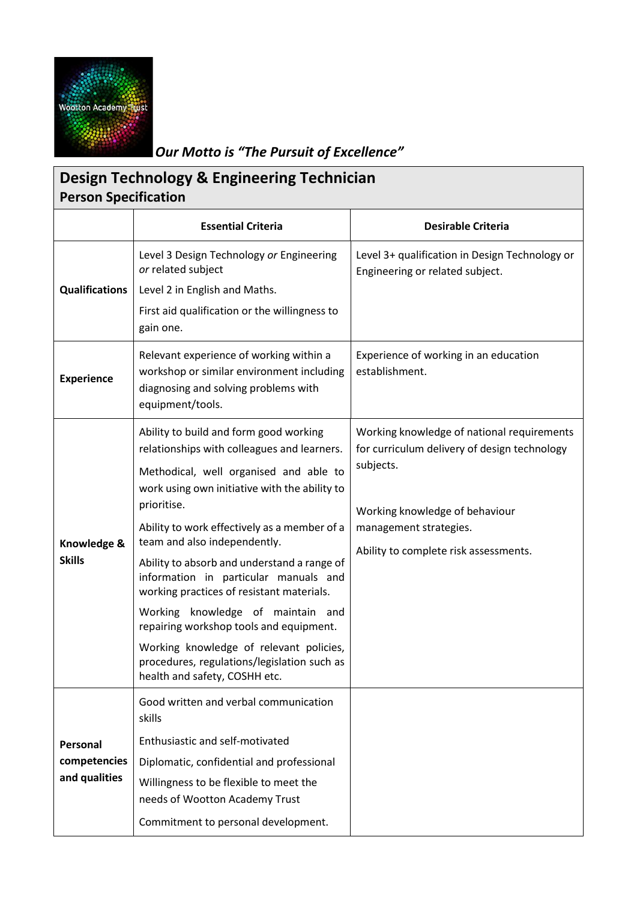*Our Motto is "The Pursuit of Excellence"*

## Design Technology & Engineering Technician
### Person Specification

| | Essential Criteria | Desirable Criteria |
|---|---|---|
| **Qualifications** | Level 3 Design Technology *or* Engineering *or* related subject<br>Level 2 in English and Maths.<br>First aid qualification or the willingness to gain one. | Level 3+ qualification in Design Technology or Engineering or related subject. |
| **Experience** | Relevant experience of working within a workshop or similar environment including diagnosing and solving problems with equipment/tools. | Experience of working in an education establishment. |
| **Knowledge & Skills** | Ability to build and form good working relationships with colleagues and learners.<br>Methodical, well organised and able to work using own initiative with the ability to prioritise.<br>Ability to work effectively as a member of a team and also independently.<br>Ability to absorb and understand a range of information in particular manuals and working practices of resistant materials.<br>Working knowledge of maintain and repairing workshop tools and equipment.<br>Working knowledge of relevant policies, procedures, regulations/legislation such as health and safety, COSHH etc. | Working knowledge of national requirements for curriculum delivery of design technology subjects.<br>Working knowledge of behaviour management strategies.<br>Ability to complete risk assessments. |
| **Personal competencies and qualities** | Good written and verbal communication skills<br>Enthusiastic and self-motivated<br>Diplomatic, confidential and professional<br>Willingness to be flexible to meet the needs of Wootton Academy Trust<br>Commitment to personal development. | |